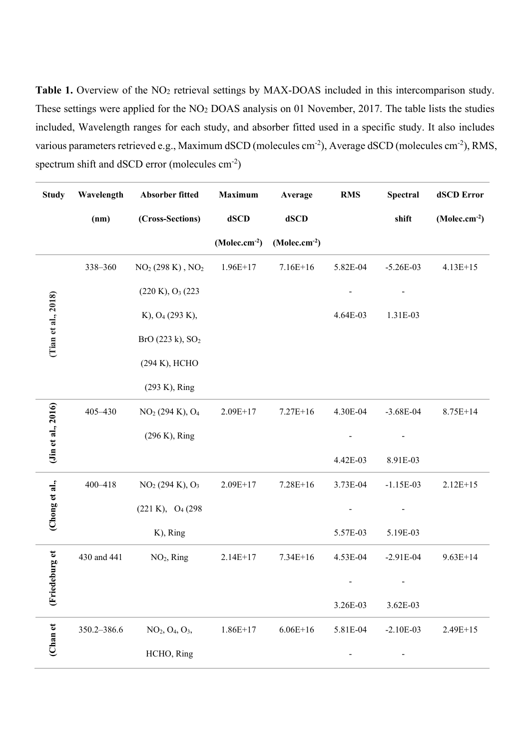**Table 1.** Overview of the $NO_2$ retrieval settings by MAX-DOAS included in this intercomparison study. These settings were applied for the $NO_2$ DOAS analysis on 01 November, 2017. The table lists the studies included, Wavelength ranges for each study, and absorber fitted used in a specific study. It also includes various parameters retrieved e.g., Maximum dSCD (molecules $cm^{-2}$), Average dSCD (molecules $cm^{-2}$), RMS, spectrum shift and dSCD error (molecules $cm^{-2}$)

| Study | Wavelength (nm) | Absorber fitted (Cross-Sections) | Maximum dSCD (Molec.$cm^{-2}$) | Average dSCD (Molec.$cm^{-2}$) | RMS | Spectral shift | dSCD Error (Molec.$cm^{-2}$) |
|---|---|---|---|---|---|---|---|
| (Tian et al., 2018) | 338–360 | $NO_2$ (298 K), $NO_2$ (220 K), $O_3$ (223 K), $O_4$ (293 K), BrO (223 k), $SO_2$ (294 K), HCHO (293 K), Ring | 1.96E+17 | 7.16E+16 | 5.82E-04 - 4.64E-03 | -5.26E-03 - 1.31E-03 | 4.13E+15 |
| (Jin et al., 2016) | 405–430 | $NO_2$ (294 K), $O_4$ (296 K), Ring | 2.09E+17 | 7.27E+16 | 4.30E-04 - 4.42E-03 | -3.68E-04 - 8.91E-03 | 8.75E+14 |
| (Chong et al., | 400–418 | $NO_2$ (294 K), $O_3$ (221 K), $O_4$ (298 K), Ring | 2.09E+17 | 7.28E+16 | 3.73E-04 - 5.57E-03 | -1.15E-03 - 5.19E-03 | 2.12E+15 |
| (Friedeburg et | 430 and 441 | $NO_2$, Ring | 2.14E+17 | 7.34E+16 | 4.53E-04 - 3.26E-03 | -2.91E-04 - 3.62E-03 | 9.63E+14 |
| (Chan et | 350.2–386.6 | $NO_2$, $O_4$, $O_3$, HCHO, Ring | 1.86E+17 | 6.06E+16 | 5.81E-04 - | -2.10E-03 - | 2.49E+15 |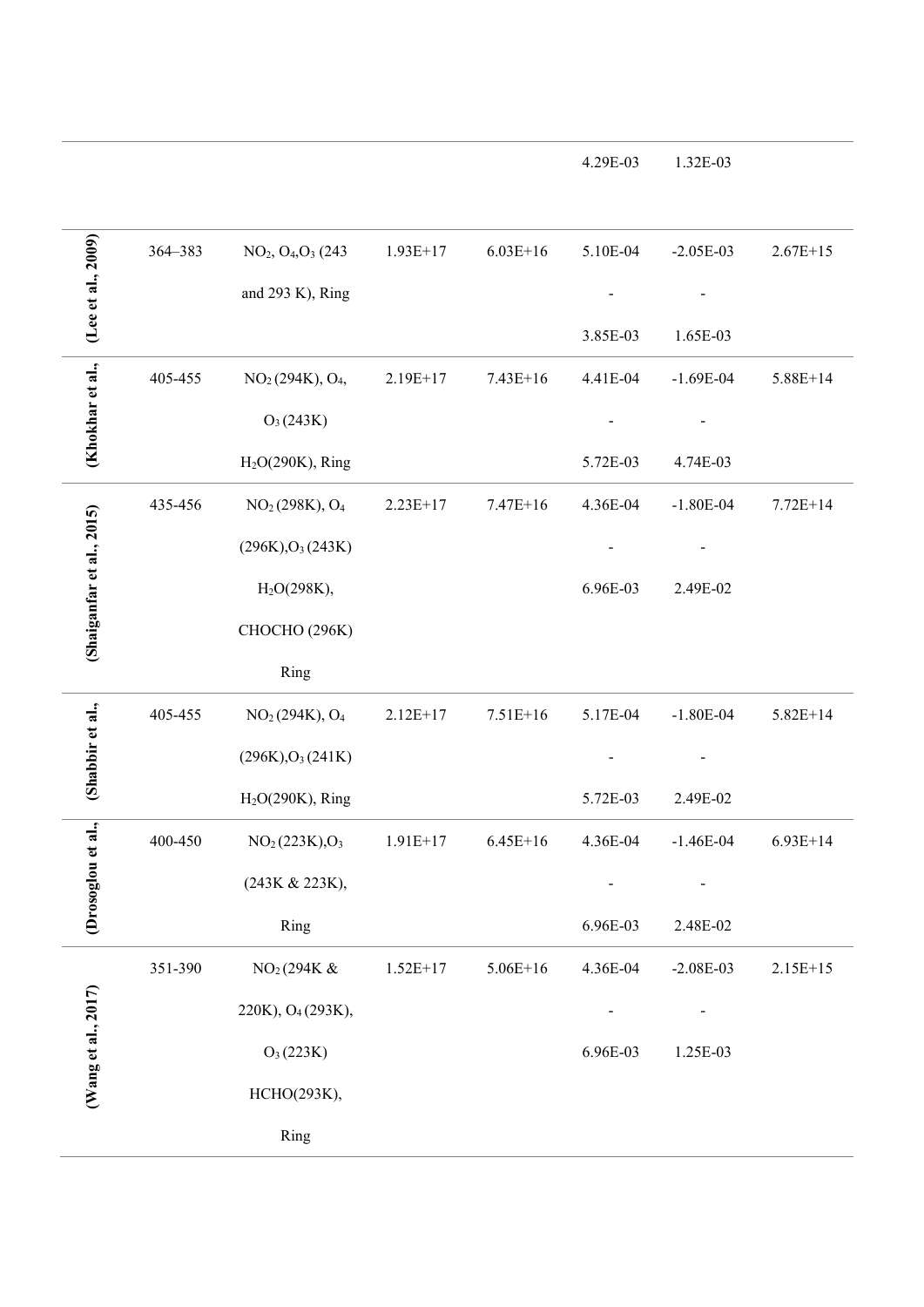| | | | | | | | |
|---|---|---|---|---|---|---|---|
| | | | | | 4.29E-03 | 1.32E-03 | |
| (Lee et al., 2009) | 364–383 | $NO_2$, $O_4$,$O_3$ (243 and 293 K), Ring | 1.93E+17 | 6.03E+16 | 5.10E-04 - 3.85E-03 | -2.05E-03 - 1.65E-03 | 2.67E+15 |
| (Khokhar et al., | 405-455 | $NO_2$ (294K), $O_4$, $O_3$ (243K) $H_2O$(290K), Ring | 2.19E+17 | 7.43E+16 | 4.41E-04 - 5.72E-03 | -1.69E-04 - 4.74E-03 | 5.88E+14 |
| (Shaiganfar et al., 2015) | 435-456 | $NO_2$ (298K), $O_4$ (296K),$O_3$ (243K) $H_2O$(298K), CHOCHO (296K) Ring | 2.23E+17 | 7.47E+16 | 4.36E-04 - 6.96E-03 | -1.80E-04 - 2.49E-02 | 7.72E+14 |
| (Shabbir et al., | 405-455 | $NO_2$ (294K), $O_4$ (296K),$O_3$ (241K) $H_2O$(290K), Ring | 2.12E+17 | 7.51E+16 | 5.17E-04 - 5.72E-03 | -1.80E-04 - 2.49E-02 | 5.82E+14 |
| (Drosoglou et al., | 400-450 | $NO_2$ (223K),$O_3$ (243K & 223K), Ring | 1.91E+17 | 6.45E+16 | 4.36E-04 - 6.96E-03 | -1.46E-04 - 2.48E-02 | 6.93E+14 |
| (Wang et al., 2017) | 351-390 | $NO_2$ (294K & 220K), $O_4$ (293K), $O_3$ (223K) HCHO(293K), Ring | 1.52E+17 | 5.06E+16 | 4.36E-04 - 6.96E-03 | -2.08E-03 - 1.25E-03 | 2.15E+15 |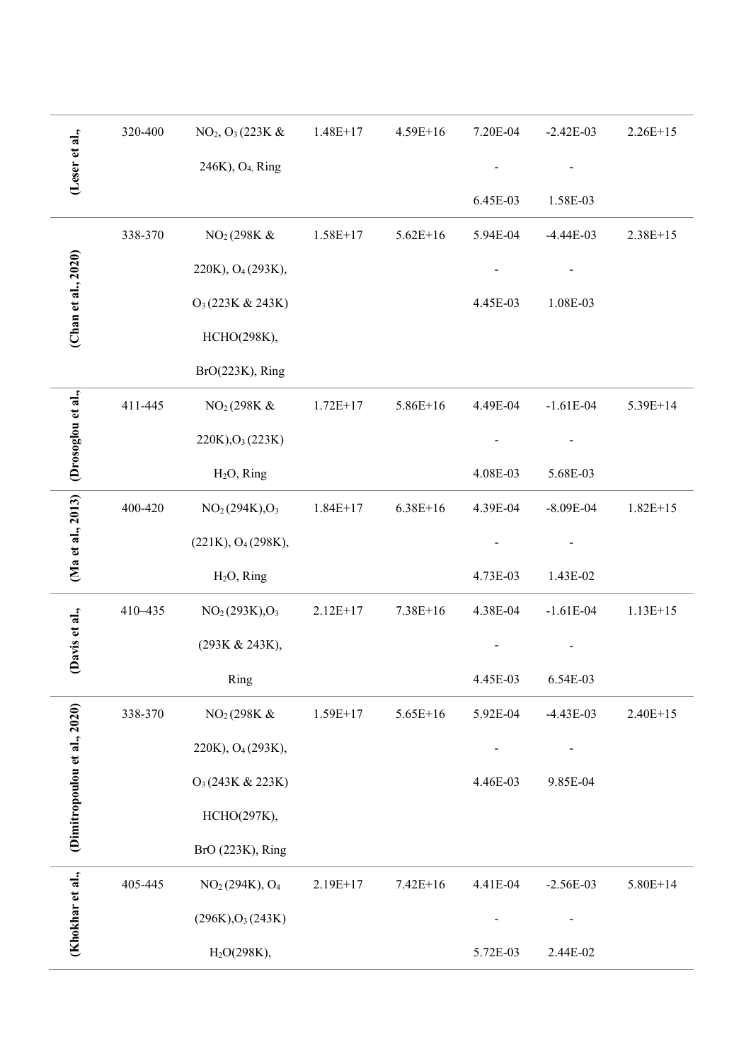| | | | | | | | |
|---|---|---|---|---|---|---|---|
| (Leser et al., | 320-400 | $NO_2$, $O_3$ (223K & 246K), $O_4$, Ring | 1.48E+17 | 4.59E+16 | 7.20E-04 - 6.45E-03 | -2.42E-03 - 1.58E-03 | 2.26E+15 |
| (Chan et al., 2020) | 338-370 | $NO_2$ (298K & 220K), $O_4$ (293K), $O_3$ (223K & 243K) HCHO(298K), BrO(223K), Ring | 1.58E+17 | 5.62E+16 | 5.94E-04 - 4.45E-03 | -4.44E-03 - 1.08E-03 | 2.38E+15 |
| (Drosoglou et al., | 411-445 | $NO_2$ (298K & 220K), $O_3$ (223K) $H_2O$, Ring | 1.72E+17 | 5.86E+16 | 4.49E-04 - 4.08E-03 | -1.61E-04 - 5.68E-03 | 5.39E+14 |
| (Ma et al., 2013) | 400-420 | $NO_2$ (294K), $O_3$ (221K), $O_4$ (298K), $H_2O$, Ring | 1.84E+17 | 6.38E+16 | 4.39E-04 - 4.73E-03 | -8.09E-04 - 1.43E-02 | 1.82E+15 |
| (Davis et al., | 410–435 | $NO_2$ (293K), $O_3$ (293K & 243K), Ring | 2.12E+17 | 7.38E+16 | 4.38E-04 - 4.45E-03 | -1.61E-04 - 6.54E-03 | 1.13E+15 |
| (Dimitropoulou et al., 2020) | 338-370 | $NO_2$ (298K & 220K), $O_4$ (293K), $O_3$ (243K & 223K) HCHO(297K), BrO (223K), Ring | 1.59E+17 | 5.65E+16 | 5.92E-04 - 4.46E-03 | -4.43E-03 - 9.85E-04 | 2.40E+15 |
| (Khokhar et al., | 405-445 | $NO_2$ (294K), $O_4$ (296K), $O_3$ (243K) $H_2O$(298K), | 2.19E+17 | 7.42E+16 | 4.41E-04 - 5.72E-03 | -2.56E-03 - 2.44E-02 | 5.80E+14 |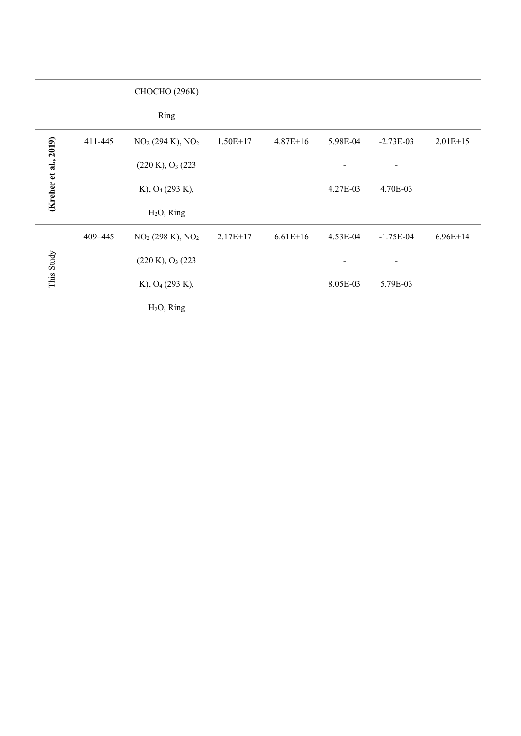| | | | | | | | |
|---|---|---|---|---|---|---|---|
| | | CHOCHO (296K) Ring | | | | | |
| **(Kreher et al., 2019)** | 411-445 | $NO_2$ (294 K), $NO_2$ (220 K), $O_3$ (223 K), $O_4$ (293 K), $H_2O$, Ring | 1.50E+17 | 4.87E+16 | 5.98E-04 - 4.27E-03 | -2.73E-03 - 4.70E-03 | 2.01E+15 |
| This Study | 409–445 | $NO_2$ (298 K), $NO_2$ (220 K), $O_3$ (223 K), $O_4$ (293 K), $H_2O$, Ring | 2.17E+17 | 6.61E+16 | 4.53E-04 - 8.05E-03 | -1.75E-04 - 5.79E-03 | 6.96E+14 |